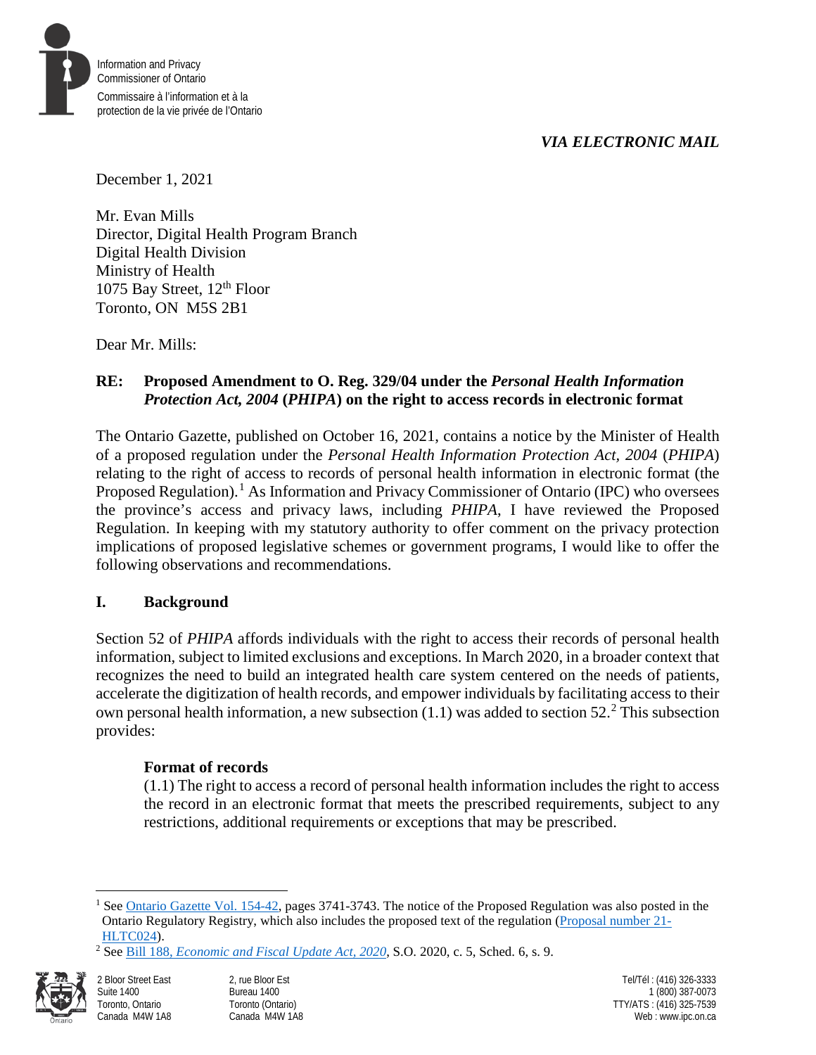Information and Privacy Commissioner of Ontario

Commissaire à l'information et à la protection de la vie privée de l'Ontario

*VIA ELECTRONIC MAIL*

December 1, 2021

Mr. Evan Mills
Director, Digital Health Program Branch
Digital Health Division
Ministry of Health
1075 Bay Street, 12th Floor
Toronto, ON M5S 2B1

Dear Mr. Mills:

**RE: Proposed Amendment to O. Reg. 329/04 under the *Personal Health Information Protection Act, 2004* (*PHIPA*) on the right to access records in electronic format**

The Ontario Gazette, published on October 16, 2021, contains a notice by the Minister of Health of a proposed regulation under the *Personal Health Information Protection Act, 2004* (*PHIPA*) relating to the right of access to records of personal health information in electronic format (the Proposed Regulation).[1] As Information and Privacy Commissioner of Ontario (IPC) who oversees the province's access and privacy laws, including *PHIPA*, I have reviewed the Proposed Regulation. In keeping with my statutory authority to offer comment on the privacy protection implications of proposed legislative schemes or government programs, I would like to offer the following observations and recommendations.

## I. Background

Section 52 of *PHIPA* affords individuals with the right to access their records of personal health information, subject to limited exclusions and exceptions. In March 2020, in a broader context that recognizes the need to build an integrated health care system centered on the needs of patients, accelerate the digitization of health records, and empower individuals by facilitating access to their own personal health information, a new subsection (1.1) was added to section 52.[2] This subsection provides:

> **Format of records**
> (1.1) The right to access a record of personal health information includes the right to access the record in an electronic format that meets the prescribed requirements, subject to any restrictions, additional requirements or exceptions that may be prescribed.

---

[1] See Ontario Gazette Vol. 154-42, pages 3741-3743. The notice of the Proposed Regulation was also posted in the Ontario Regulatory Registry, which also includes the proposed text of the regulation (Proposal number 21-HLTC024).

[2] See Bill 188, *Economic and Fiscal Update Act, 2020*, S.O. 2020, c. 5, Sched. 6, s. 9.

2 Bloor Street East
Suite 1400
Toronto, Ontario
Canada M4W 1A8

2, rue Bloor Est
Bureau 1400
Toronto (Ontario)
Canada M4W 1A8

Tel/Tél : (416) 326-3333
1 (800) 387-0073
TTY/ATS : (416) 325-7539
Web : www.ipc.on.ca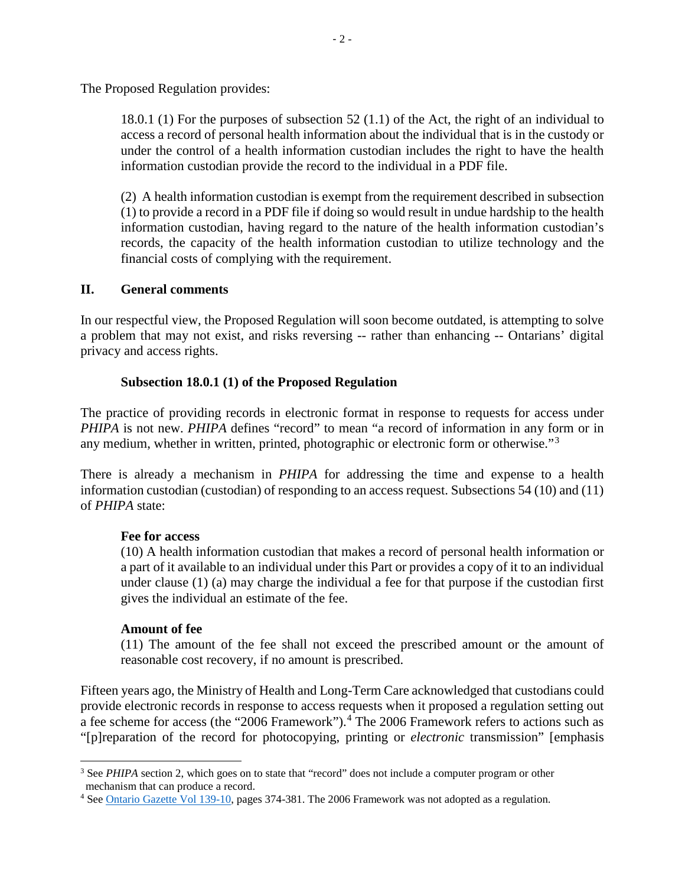The Proposed Regulation provides:

> 18.0.1 (1) For the purposes of subsection 52 (1.1) of the Act, the right of an individual to access a record of personal health information about the individual that is in the custody or under the control of a health information custodian includes the right to have the health information custodian provide the record to the individual in a PDF file.
>
> (2) A health information custodian is exempt from the requirement described in subsection (1) to provide a record in a PDF file if doing so would result in undue hardship to the health information custodian, having regard to the nature of the health information custodian's records, the capacity of the health information custodian to utilize technology and the financial costs of complying with the requirement.

## II. General comments

In our respectful view, the Proposed Regulation will soon become outdated, is attempting to solve a problem that may not exist, and risks reversing -- rather than enhancing -- Ontarians' digital privacy and access rights.

### Subsection 18.0.1 (1) of the Proposed Regulation

The practice of providing records in electronic format in response to requests for access under *PHIPA* is not new. *PHIPA* defines "record" to mean "a record of information in any form or in any medium, whether in written, printed, photographic or electronic form or otherwise."[3]

There is already a mechanism in *PHIPA* for addressing the time and expense to a health information custodian (custodian) of responding to an access request. Subsections 54 (10) and (11) of *PHIPA* state:

> **Fee for access**
> (10) A health information custodian that makes a record of personal health information or a part of it available to an individual under this Part or provides a copy of it to an individual under clause (1) (a) may charge the individual a fee for that purpose if the custodian first gives the individual an estimate of the fee.
>
> **Amount of fee**
> (11) The amount of the fee shall not exceed the prescribed amount or the amount of reasonable cost recovery, if no amount is prescribed.

Fifteen years ago, the Ministry of Health and Long-Term Care acknowledged that custodians could provide electronic records in response to access requests when it proposed a regulation setting out a fee scheme for access (the "2006 Framework").[4] The 2006 Framework refers to actions such as "[p]reparation of the record for photocopying, printing or *electronic* transmission" [emphasis

---

[3] See *PHIPA* section 2, which goes on to state that "record" does not include a computer program or other mechanism that can produce a record.

[4] See Ontario Gazette Vol 139-10, pages 374-381. The 2006 Framework was not adopted as a regulation.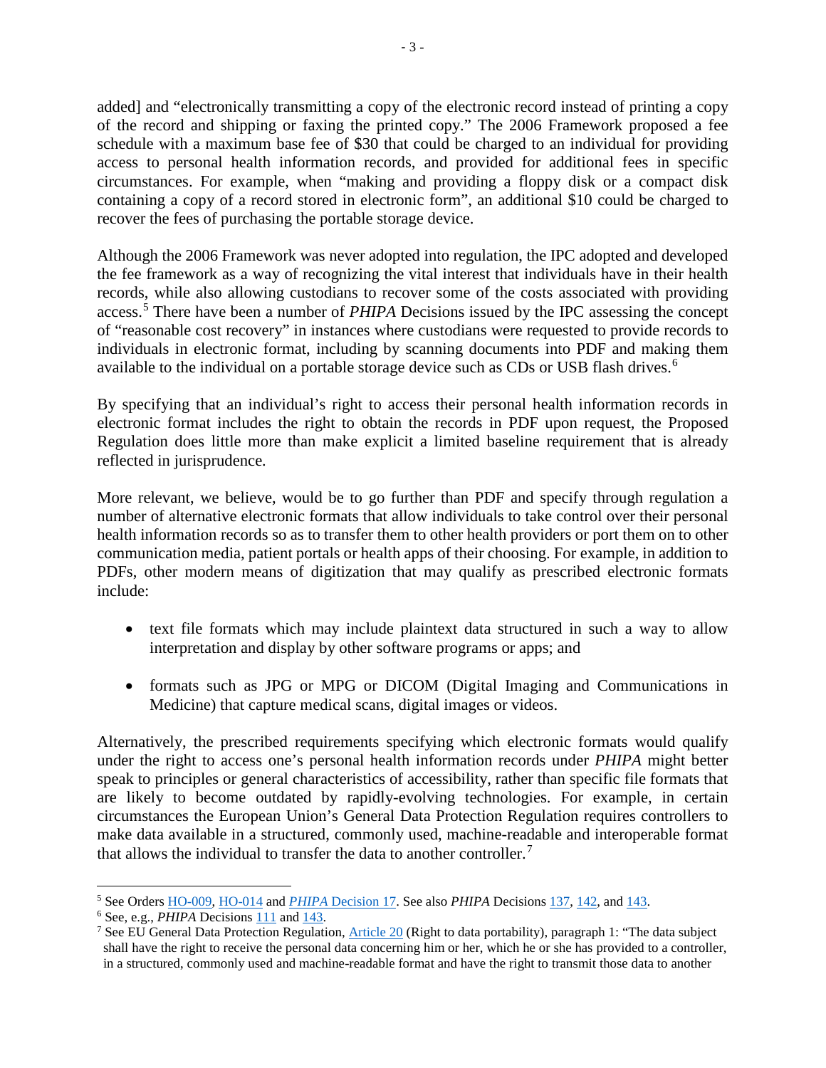added] and "electronically transmitting a copy of the electronic record instead of printing a copy of the record and shipping or faxing the printed copy." The 2006 Framework proposed a fee schedule with a maximum base fee of $30 that could be charged to an individual for providing access to personal health information records, and provided for additional fees in specific circumstances. For example, when "making and providing a floppy disk or a compact disk containing a copy of a record stored in electronic form", an additional $10 could be charged to recover the fees of purchasing the portable storage device.

Although the 2006 Framework was never adopted into regulation, the IPC adopted and developed the fee framework as a way of recognizing the vital interest that individuals have in their health records, while also allowing custodians to recover some of the costs associated with providing access.[5] There have been a number of *PHIPA* Decisions issued by the IPC assessing the concept of "reasonable cost recovery" in instances where custodians were requested to provide records to individuals in electronic format, including by scanning documents into PDF and making them available to the individual on a portable storage device such as CDs or USB flash drives.[6]

By specifying that an individual's right to access their personal health information records in electronic format includes the right to obtain the records in PDF upon request, the Proposed Regulation does little more than make explicit a limited baseline requirement that is already reflected in jurisprudence.

More relevant, we believe, would be to go further than PDF and specify through regulation a number of alternative electronic formats that allow individuals to take control over their personal health information records so as to transfer them to other health providers or port them on to other communication media, patient portals or health apps of their choosing. For example, in addition to PDFs, other modern means of digitization that may qualify as prescribed electronic formats include:

- text file formats which may include plaintext data structured in such a way to allow interpretation and display by other software programs or apps; and
- formats such as JPG or MPG or DICOM (Digital Imaging and Communications in Medicine) that capture medical scans, digital images or videos.

Alternatively, the prescribed requirements specifying which electronic formats would qualify under the right to access one's personal health information records under *PHIPA* might better speak to principles or general characteristics of accessibility, rather than specific file formats that are likely to become outdated by rapidly-evolving technologies. For example, in certain circumstances the European Union's General Data Protection Regulation requires controllers to make data available in a structured, commonly used, machine-readable and interoperable format that allows the individual to transfer the data to another controller.[7]

---

[5] See Orders HO-009, HO-014 and *PHIPA* Decision 17. See also *PHIPA* Decisions 137, 142, and 143.

[6] See, e.g., *PHIPA* Decisions 111 and 143.

[7] See EU General Data Protection Regulation, Article 20 (Right to data portability), paragraph 1: "The data subject shall have the right to receive the personal data concerning him or her, which he or she has provided to a controller, in a structured, commonly used and machine-readable format and have the right to transmit those data to another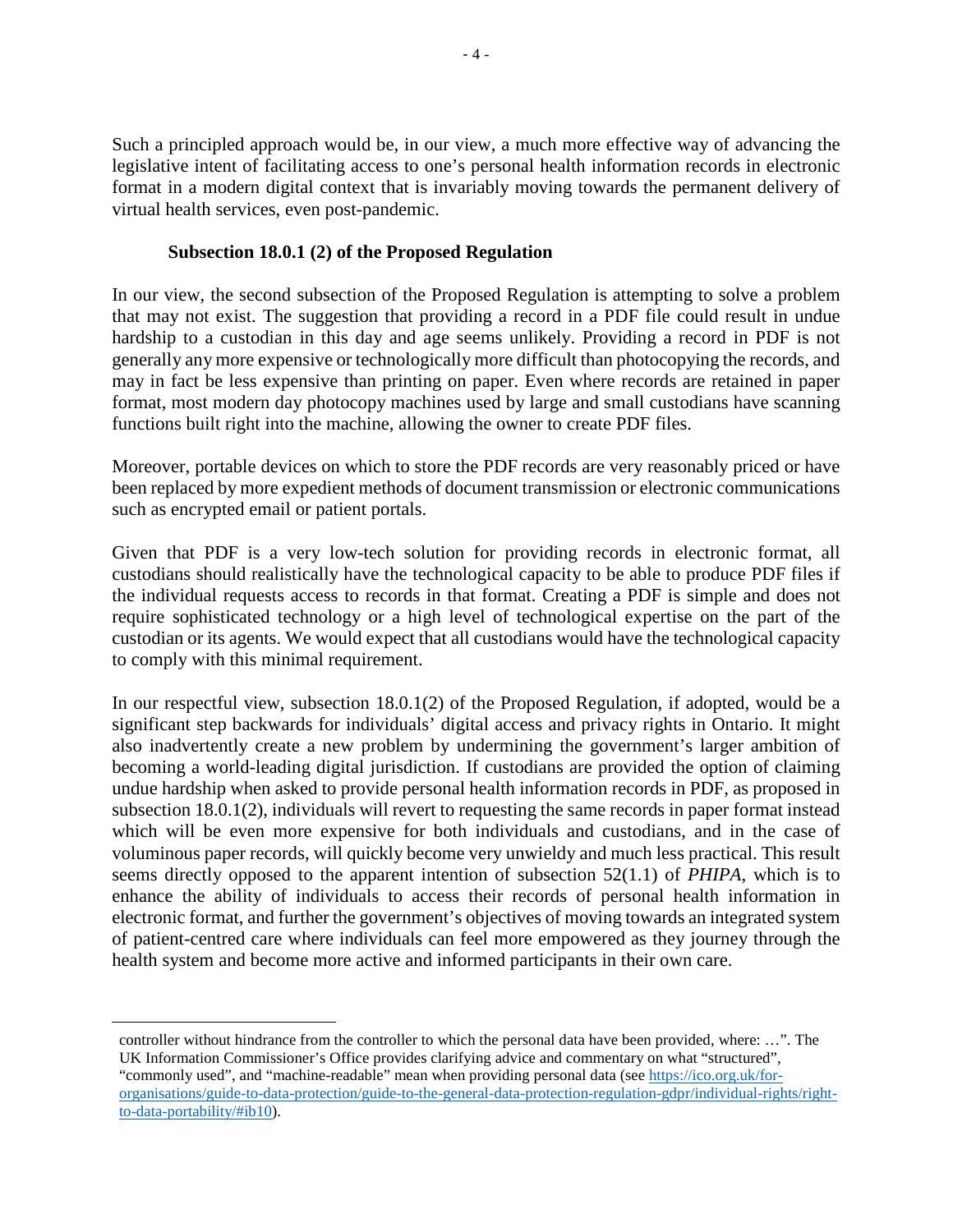Such a principled approach would be, in our view, a much more effective way of advancing the legislative intent of facilitating access to one's personal health information records in electronic format in a modern digital context that is invariably moving towards the permanent delivery of virtual health services, even post-pandemic.

### Subsection 18.0.1 (2) of the Proposed Regulation

In our view, the second subsection of the Proposed Regulation is attempting to solve a problem that may not exist. The suggestion that providing a record in a PDF file could result in undue hardship to a custodian in this day and age seems unlikely. Providing a record in PDF is not generally any more expensive or technologically more difficult than photocopying the records, and may in fact be less expensive than printing on paper. Even where records are retained in paper format, most modern day photocopy machines used by large and small custodians have scanning functions built right into the machine, allowing the owner to create PDF files.

Moreover, portable devices on which to store the PDF records are very reasonably priced or have been replaced by more expedient methods of document transmission or electronic communications such as encrypted email or patient portals.

Given that PDF is a very low-tech solution for providing records in electronic format, all custodians should realistically have the technological capacity to be able to produce PDF files if the individual requests access to records in that format. Creating a PDF is simple and does not require sophisticated technology or a high level of technological expertise on the part of the custodian or its agents. We would expect that all custodians would have the technological capacity to comply with this minimal requirement.

In our respectful view, subsection 18.0.1(2) of the Proposed Regulation, if adopted, would be a significant step backwards for individuals' digital access and privacy rights in Ontario. It might also inadvertently create a new problem by undermining the government's larger ambition of becoming a world-leading digital jurisdiction. If custodians are provided the option of claiming undue hardship when asked to provide personal health information records in PDF, as proposed in subsection 18.0.1(2), individuals will revert to requesting the same records in paper format instead which will be even more expensive for both individuals and custodians, and in the case of voluminous paper records, will quickly become very unwieldy and much less practical. This result seems directly opposed to the apparent intention of subsection 52(1.1) of *PHIPA*, which is to enhance the ability of individuals to access their records of personal health information in electronic format, and further the government's objectives of moving towards an integrated system of patient-centred care where individuals can feel more empowered as they journey through the health system and become more active and informed participants in their own care.

---

controller without hindrance from the controller to which the personal data have been provided, where: …". The UK Information Commissioner's Office provides clarifying advice and commentary on what "structured", "commonly used", and "machine-readable" mean when providing personal data (see [https://ico.org.uk/for-organisations/guide-to-data-protection/guide-to-the-general-data-protection-regulation-gdpr/individual-rights/right-to-data-portability/#ib10](https://ico.org.uk/for-organisations/guide-to-data-protection/guide-to-the-general-data-protection-regulation-gdpr/individual-rights/right-to-data-portability/#ib10)).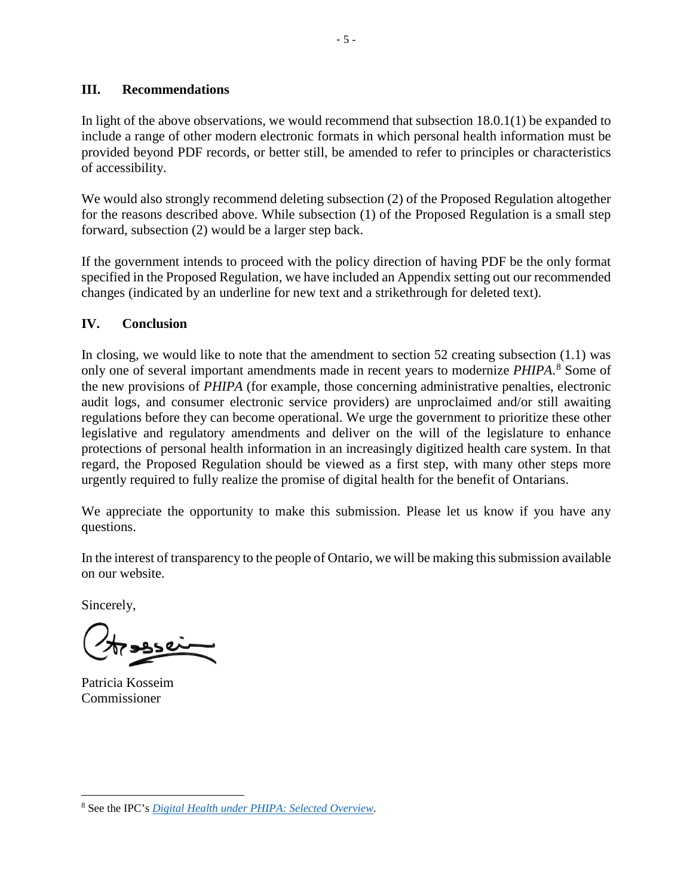## III. Recommendations

In light of the above observations, we would recommend that subsection 18.0.1(1) be expanded to include a range of other modern electronic formats in which personal health information must be provided beyond PDF records, or better still, be amended to refer to principles or characteristics of accessibility.

We would also strongly recommend deleting subsection (2) of the Proposed Regulation altogether for the reasons described above. While subsection (1) of the Proposed Regulation is a small step forward, subsection (2) would be a larger step back.

If the government intends to proceed with the policy direction of having PDF be the only format specified in the Proposed Regulation, we have included an Appendix setting out our recommended changes (indicated by an underline for new text and a strikethrough for deleted text).

## IV. Conclusion

In closing, we would like to note that the amendment to section 52 creating subsection (1.1) was only one of several important amendments made in recent years to modernize *PHIPA*.[8] Some of the new provisions of *PHIPA* (for example, those concerning administrative penalties, electronic audit logs, and consumer electronic service providers) are unproclaimed and/or still awaiting regulations before they can become operational. We urge the government to prioritize these other legislative and regulatory amendments and deliver on the will of the legislature to enhance protections of personal health information in an increasingly digitized health care system. In that regard, the Proposed Regulation should be viewed as a first step, with many other steps more urgently required to fully realize the promise of digital health for the benefit of Ontarians.

We appreciate the opportunity to make this submission. Please let us know if you have any questions.

In the interest of transparency to the people of Ontario, we will be making this submission available on our website.

Sincerely,

Patricia Kosseim
Commissioner

---

[8] See the IPC's *Digital Health under PHIPA: Selected Overview*.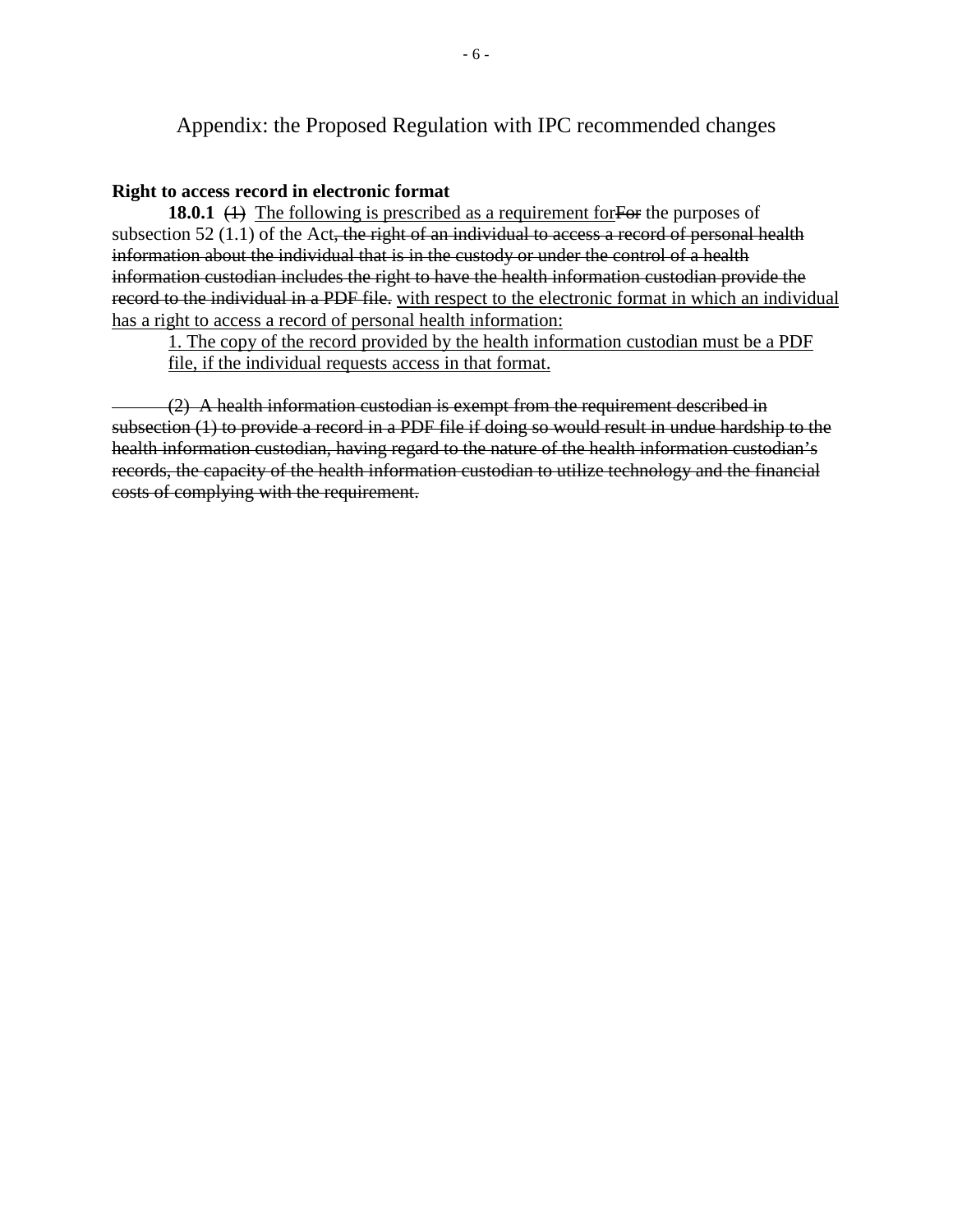## Appendix: the Proposed Regulation with IPC recommended changes

**Right to access record in electronic format**

**18.0.1** ~~(1)~~ <u>The following is prescribed as a requirement for</u>~~For~~ the purposes of subsection 52 (1.1) of the Act~~, the right of an individual to access a record of personal health information about the individual that is in the custody or under the control of a health information custodian includes the right to have the health information custodian provide the record to the individual in a PDF file.~~ <u>with respect to the electronic format in which an individual has a right to access a record of personal health information:</u>

<u>1. The copy of the record provided by the health information custodian must be a PDF file, if the individual requests access in that format.</u>

~~(2) A health information custodian is exempt from the requirement described in subsection (1) to provide a record in a PDF file if doing so would result in undue hardship to the health information custodian, having regard to the nature of the health information custodian's records, the capacity of the health information custodian to utilize technology and the financial costs of complying with the requirement.~~